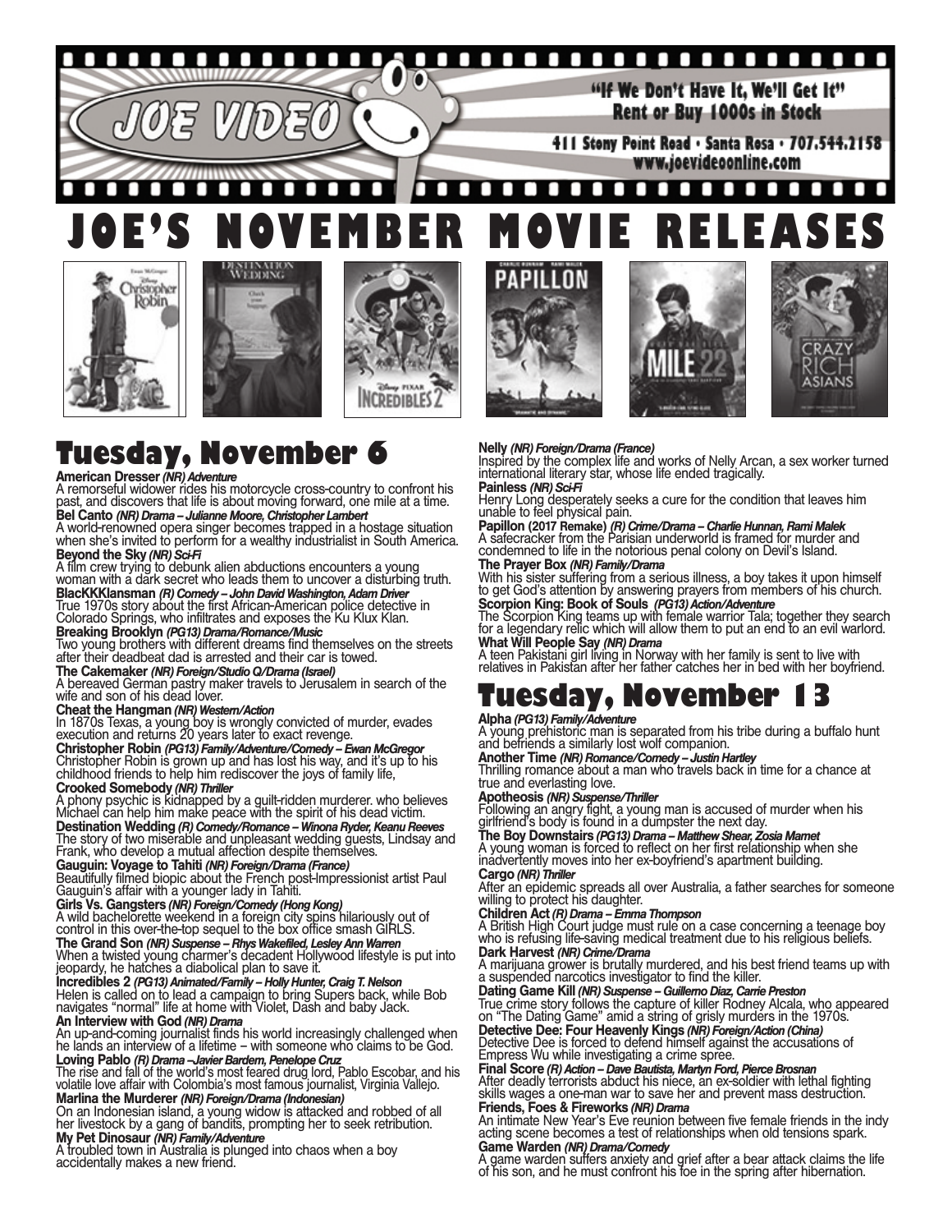JOE VIDEO

"If We Don't Have It, We'll Get It"
Rent or Buy 1000s in Stock

411 Stony Point Road • Santa Rosa • 707.544.2158
www.joevideoonline.com

# JOE'S NOVEMBER MOVIE RELEASES

## Tuesday, November 6

**American Dresser** ***(NR) Adventure***
A remorseful widower rides his motorcycle cross-country to confront his past, and discovers that life is about moving forward, one mile at a time.

**Bel Canto** ***(NR) Drama – Julianne Moore, Christopher Lambert***
A world-renowned opera singer becomes trapped in a hostage situation when she's invited to perform for a wealthy industrialist in South America.

**Beyond the Sky** ***(NR) Sci-Fi***
A film crew trying to debunk alien abductions encounters a young woman with a dark secret who leads them to uncover a disturbing truth.

**BlacKKKlansman** ***(R) Comedy – John David Washington, Adam Driver***
True 1970s story about the first African-American police detective in Colorado Springs, who infiltrates and exposes the Ku Klux Klan.

**Breaking Brooklyn** ***(PG13) Drama/Romance/Music***
Two young brothers with different dreams find themselves on the streets after their deadbeat dad is arrested and their car is towed.

**The Cakemaker** ***(NR) Foreign/Studio Q/Drama (Israel)***
A bereaved German pastry maker travels to Jerusalem in search of the wife and son of his dead lover.

**Cheat the Hangman** ***(NR) Western/Action***
In 1870s Texas, a young boy is wrongly convicted of murder, evades execution and returns 20 years later to exact revenge.

**Christopher Robin** ***(PG13) Family/Adventure/Comedy – Ewan McGregor***
Christopher Robin is grown up and has lost his way, and it's up to his childhood friends to help him rediscover the joys of family life,

**Crooked Somebody** ***(NR) Thriller***
A phony psychic is kidnapped by a guilt-ridden murderer. who believes Michael can help him make peace with the spirit of his dead victim.

**Destination Wedding** ***(R) Comedy/Romance – Winona Ryder, Keanu Reeves***
The story of two miserable and unpleasant wedding guests, Lindsay and Frank, who develop a mutual affection despite themselves.

**Gauguin: Voyage to Tahiti** ***(NR) Foreign/Drama (France)***
Beautifully filmed biopic about the French post-Impressionist artist Paul Gauguin's affair with a younger lady in Tahiti.

**Girls Vs. Gangsters** ***(NR) Foreign/Comedy (Hong Kong)***
A wild bachelorette weekend in a foreign city spins hilariously out of control in this over-the-top sequel to the box office smash GIRLS.

**The Grand Son** ***(NR) Suspense – Rhys Wakefiled, Lesley Ann Warren***
When a twisted young charmer's decadent Hollywood lifestyle is put into jeopardy, he hatches a diabolical plan to save it.

**Incredibles 2** ***(PG13) Animated/Family – Holly Hunter, Craig T. Nelson***
Helen is called on to lead a campaign to bring Supers back, while Bob navigates "normal" life at home with Violet, Dash and baby Jack.

**An Interview with God** ***(NR) Drama***
An up-and-coming journalist finds his world increasingly challenged when he lands an interview of a lifetime – with someone who claims to be God.

**Loving Pablo** ***(R) Drama –Javier Bardem, Penelope Cruz***
The rise and fall of the world's most feared drug lord, Pablo Escobar, and his volatile love affair with Colombia's most famous journalist, Virginia Vallejo.

**Marlina the Murderer** ***(NR) Foreign/Drama (Indonesian)***
On an Indonesian island, a young widow is attacked and robbed of all her livestock by a gang of bandits, prompting her to seek retribution.

**My Pet Dinosaur** ***(NR) Family/Adventure***
A troubled town in Australia is plunged into chaos when a boy accidentally makes a new friend.

**Nelly** ***(NR) Foreign/Drama (France)***
Inspired by the complex life and works of Nelly Arcan, a sex worker turned international literary star, whose life ended tragically.

**Painless** ***(NR) Sci-Fi***
Henry Long desperately seeks a cure for the condition that leaves him unable to feel physical pain.

**Papillon (2017 Remake)** ***(R) Crime/Drama – Charlie Hunnan, Rami Malek***
A safecracker from the Parisian underworld is framed for murder and condemned to life in the notorious penal colony on Devil's Island.

**The Prayer Box** ***(NR) Family/Drama***
With his sister suffering from a serious illness, a boy takes it upon himself to get God's attention by answering prayers from members of his church.

**Scorpion King: Book of Souls** ***(PG13) Action/Adventure***
The Scorpion King teams up with female warrior Tala; together they search for a legendary relic which will allow them to put an end to an evil warlord.

**What Will People Say** ***(NR) Drama***
A teen Pakistani girl living in Norway with her family is sent to live with relatives in Pakistan after her father catches her in bed with her boyfriend.

## Tuesday, November 13

**Alpha** ***(PG13) Family/Adventure***
A young prehistoric man is separated from his tribe during a buffalo hunt and befriends a similarly lost wolf companion.

**Another Time** ***(NR) Romance/Comedy – Justin Hartley***
Thrilling romance about a man who travels back in time for a chance at true and everlasting love.

**Apotheosis** ***(NR) Suspense/Thriller***
Following an angry fight, a young man is accused of murder when his girlfriend's body is found in a dumpster the next day.

**The Boy Downstairs** ***(PG13) Drama – Matthew Shear, Zosia Mamet***
A young woman is forced to reflect on her first relationship when she inadvertently moves into her ex-boyfriend's apartment building.

**Cargo** ***(NR) Thriller***
After an epidemic spreads all over Australia, a father searches for someone willing to protect his daughter.

**Children Act** ***(R) Drama – Emma Thompson***
A British High Court judge must rule on a case concerning a teenage boy who is refusing life-saving medical treatment due to his religious beliefs.

**Dark Harvest** ***(NR) Crime/Drama***
A marijuana grower is brutally murdered, and his best friend teams up with a suspended narcotics investigator to find the killer.

**Dating Game Kill** ***(NR) Suspense – Guillemo Diaz, Carrie Preston***
True crime story follows the capture of killer Rodney Alcala, who appeared on "The Dating Game" amid a string of grisly murders in the 1970s.

**Detective Dee: Four Heavenly Kings** ***(NR) Foreign/Action (China)***
Detective Dee is forced to defend himself against the accusations of Empress Wu while investigating a crime spree.

**Final Score** ***(R) Action – Dave Bautista, Martyn Ford, Pierce Brosnan***
After deadly terrorists abduct his niece, an ex-soldier with lethal fighting skills wages a one-man war to save her and prevent mass destruction.

**Friends, Foes & Fireworks** ***(NR) Drama***
An intimate New Year's Eve reunion between five female friends in the indy acting scene becomes a test of relationships when old tensions spark.

**Game Warden** ***(NR) Drama/Comedy***
A game warden suffers anxiety and grief after a bear attack claims the life of his son, and he must confront his foe in the spring after hibernation.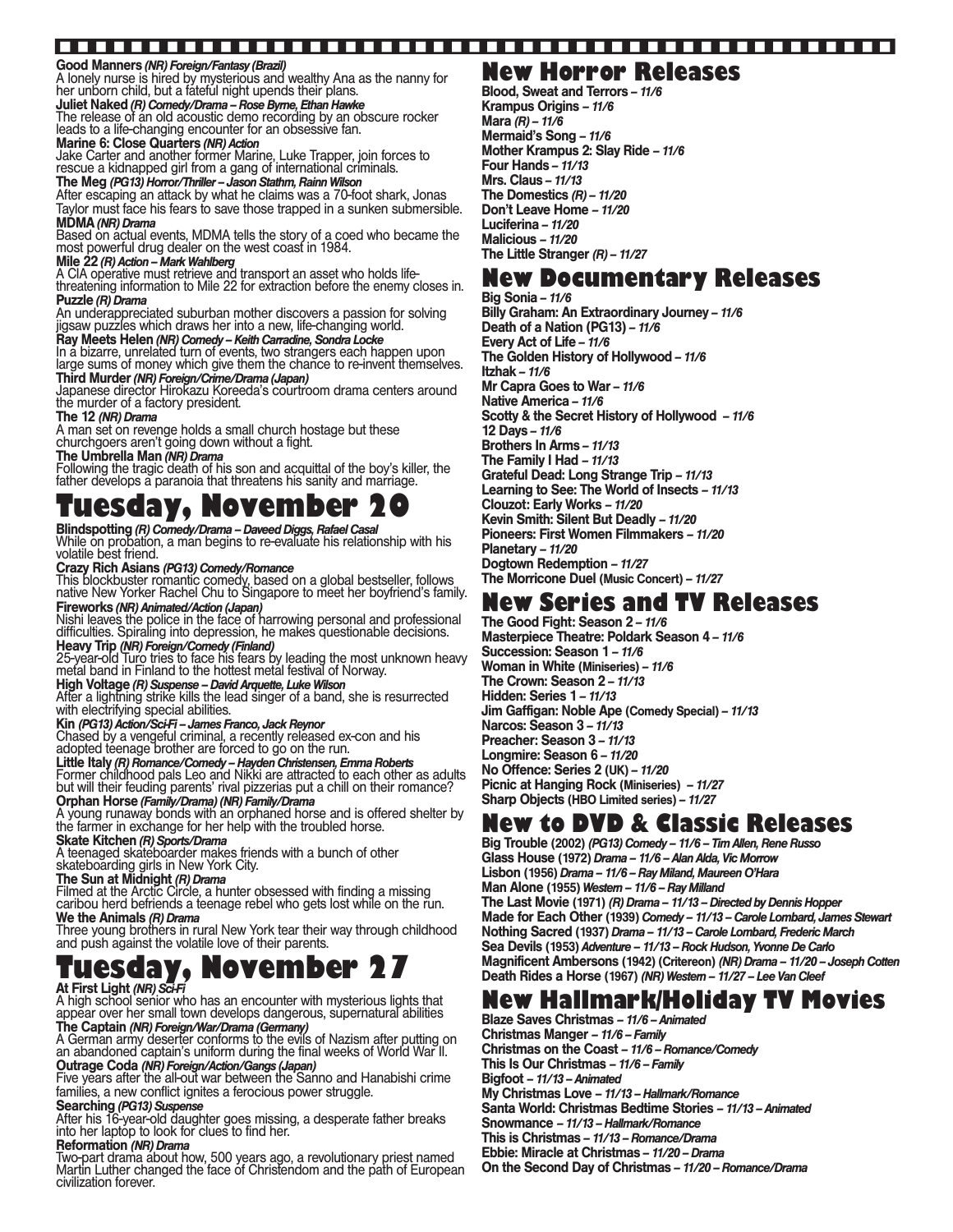**Good Manners** *(NR) Foreign/Fantasy (Brazil)*
A lonely nurse is hired by mysterious and wealthy Ana as the nanny for her unborn child, but a fateful night upends their plans.

**Juliet Naked** *(R) Comedy/Drama – Rose Byrne, Ethan Hawke*
The release of an old acoustic demo recording by an obscure rocker leads to a life-changing encounter for an obsessive fan.

**Marine 6: Close Quarters** *(NR) Action*
Jake Carter and another former Marine, Luke Trapper, join forces to rescue a kidnapped girl from a gang of international criminals.

**The Meg** *(PG13) Horror/Thriller – Jason Stathm, Rainn Wilson*
After escaping an attack by what he claims was a 70-foot shark, Jonas Taylor must face his fears to save those trapped in a sunken submersible.

**MDMA** *(NR) Drama*
Based on actual events, MDMA tells the story of a coed who became the most powerful drug dealer on the west coast in 1984.

**Mile 22** *(R) Action – Mark Wahlberg*
A CIA operative must retrieve and transport an asset who holds life-threatening information to Mile 22 for extraction before the enemy closes in.

**Puzzle** *(R) Drama*
An underappreciated suburban mother discovers a passion for solving jigsaw puzzles which draws her into a new, life-changing world.

**Ray Meets Helen** *(NR) Comedy – Keith Carradine, Sondra Locke*
In a bizarre, unrelated turn of events, two strangers each happen upon large sums of money which give them the chance to re-invent themselves.

**Third Murder** *(NR) Foreign/Crime/Drama (Japan)*
Japanese director Hirokazu Koreeda's courtroom drama centers around the murder of a factory president.

**The 12** *(NR) Drama*
A man set on revenge holds a small church hostage but these churchgoers aren't going down without a fight.

**The Umbrella Man** *(NR) Drama*
Following the tragic death of his son and acquittal of the boy's killer, the father develops a paranoia that threatens his sanity and marriage.

# Tuesday, November 20

**Blindspotting** *(R) Comedy/Drama – Daveed Diggs, Rafael Casal*
While on probation, a man begins to re-evaluate his relationship with his volatile best friend.

**Crazy Rich Asians** *(PG13) Comedy/Romance*
This blockbuster romantic comedy, based on a global bestseller, follows native New Yorker Rachel Chu to Singapore to meet her boyfriend's family.

**Fireworks** *(NR) Animated/Action (Japan)*
Nishi leaves the police in the face of harrowing personal and professional difficulties. Spiraling into depression, he makes questionable decisions.

**Heavy Trip** *(NR) Foreign/Comedy (Finland)*
25-year-old Turo tries to face his fears by leading the most unknown heavy metal band in Finland to the hottest metal festival of Norway.

**High Voltage** *(R) Suspense – David Arquette, Luke Wilson*
After a lightning strike kills the lead singer of a band, she is resurrected with electrifying special abilities.

**Kin** *(PG13) Action/Sci-Fi – James Franco, Jack Reynor*
Chased by a vengeful criminal, a recently released ex-con and his adopted teenage brother are forced to go on the run.

**Little Italy** *(R) Romance/Comedy – Hayden Christensen, Emma Roberts*
Former childhood pals Leo and Nikki are attracted to each other as adults but will their feuding parents' rival pizzerias put a chill on their romance?

**Orphan Horse** *(Family/Drama) (NR) Family/Drama*
A young runaway bonds with an orphaned horse and is offered shelter by the farmer in exchange for her help with the troubled horse.

**Skate Kitchen** *(R) Sports/Drama*
A teenaged skateboarder makes friends with a bunch of other skateboarding girls in New York City.

**The Sun at Midnight** *(R) Drama*
Filmed at the Arctic Circle, a hunter obsessed with finding a missing caribou herd befriends a teenage rebel who gets lost while on the run.

**We the Animals** *(R) Drama*
Three young brothers in rural New York tear their way through childhood and push against the volatile love of their parents.

# Tuesday, November 27

**At First Light** *(NR) Sci-Fi*
A high school senior who has an encounter with mysterious lights that appear over her small town develops dangerous, supernatural abilities

**The Captain** *(NR) Foreign/War/Drama (Germany)*
A German army deserter conforms to the evils of Nazism after putting on an abandoned captain's uniform during the final weeks of World War II.

**Outrage Coda** *(NR) Foreign/Action/Gangs (Japan)*
Five years after the all-out war between the Sanno and Hanabishi crime families, a new conflict ignites a ferocious power struggle.

**Searching** *(PG13) Suspense*
After his 16-year-old daughter goes missing, a desperate father breaks into her laptop to look for clues to find her.

**Reformation** *(NR) Drama*
Two-part drama about how, 500 years ago, a revolutionary priest named Martin Luther changed the face of Christendom and the path of European civilization forever.

## New Horror Releases

**Blood, Sweat and Terrors** *– 11/6*
**Krampus Origins** *– 11/6*
**Mara** *(R) – 11/6*
**Mermaid's Song** *– 11/6*
**Mother Krampus 2: Slay Ride** *– 11/6*
**Four Hands** *– 11/13*
**Mrs. Claus** *– 11/13*
**The Domestics** *(R) – 11/20*
**Don't Leave Home** *– 11/20*
**Luciferina** *– 11/20*
**Malicious** *– 11/20*
**The Little Stranger** *(R) – 11/27*

## New Documentary Releases

**Big Sonia** *– 11/6*
**Billy Graham: An Extraordinary Journey** *– 11/6*
**Death of a Nation (PG13)** *– 11/6*
**Every Act of Life** *– 11/6*
**The Golden History of Hollywood** *– 11/6*
**Itzhak** *– 11/6*
**Mr Capra Goes to War** *– 11/6*
**Native America** *– 11/6*
**Scotty & the Secret History of Hollywood** *– 11/6*
**12 Days** *– 11/6*
**Brothers In Arms** *– 11/13*
**The Family I Had** *– 11/13*
**Grateful Dead: Long Strange Trip** *– 11/13*
**Learning to See: The World of Insects** *– 11/13*
**Clouzot: Early Works** *– 11/20*
**Kevin Smith: Silent But Deadly** *– 11/20*
**Pioneers: First Women Filmmakers** *– 11/20*
**Planetary** *– 11/20*
**Dogtown Redemption** *– 11/27*
**The Morricone Duel (Music Concert)** *– 11/27*

## New Series and TV Releases

**The Good Fight: Season 2** *– 11/6*
**Masterpiece Theatre: Poldark Season 4** *– 11/6*
**Succession: Season 1** *– 11/6*
**Woman in White (Miniseries)** *– 11/6*
**The Crown: Season 2** *– 11/13*
**Hidden: Series 1** *– 11/13*
**Jim Gaffigan: Noble Ape (Comedy Special)** *– 11/13*
**Narcos: Season 3** *– 11/13*
**Preacher: Season 3** *– 11/13*
**Longmire: Season 6** *– 11/20*
**No Offence: Series 2 (UK)** *– 11/20*
**Picnic at Hanging Rock (Miniseries)** *– 11/27*
**Sharp Objects (HBO Limited series)** *– 11/27*

## New to DVD & Classic Releases

**Big Trouble (2002)** *(PG13) Comedy – 11/6 – Tim Allen, Rene Russo*
**Glass House (1972)** *Drama – 11/6 – Alan Alda, Vic Morrow*
**Lisbon (1956)** *Drama – 11/6 – Ray Miland, Maureen O'Hara*
**Man Alone (1955)** *Western – 11/6 – Ray Milland*
**The Last Movie (1971)** *(R) Drama – 11/13 – Directed by Dennis Hopper*
**Made for Each Other (1939)** *Comedy – 11/13 – Carole Lombard, James Stewart*
**Nothing Sacred (1937)** *Drama – 11/13 – Carole Lombard, Frederic March*
**Sea Devils (1953)** *Adventure – 11/13 – Rock Hudson, Yvonne De Carlo*
**Magnificent Ambersons (1942) (Critereon)** *(NR) Drama – 11/20 – Joseph Cotten*
**Death Rides a Horse (1967)** *(NR) Western – 11/27 – Lee Van Cleef*

## New Hallmark/Holiday TV Movies

**Blaze Saves Christmas** *– 11/6 – Animated*
**Christmas Manger** *– 11/6 – Family*
**Christmas on the Coast** *– 11/6 – Romance/Comedy*
**This Is Our Christmas** *– 11/6 – Family*
**Bigfoot** *– 11/13 – Animated*
**My Christmas Love** *– 11/13 – Hallmark/Romance*
**Santa World: Christmas Bedtime Stories** *– 11/13 – Animated*
**Snowmance** *– 11/13 – Hallmark/Romance*
**This is Christmas** *– 11/13 – Romance/Drama*
**Ebbie: Miracle at Christmas** *– 11/20 – Drama*
**On the Second Day of Christmas** *– 11/20 – Romance/Drama*